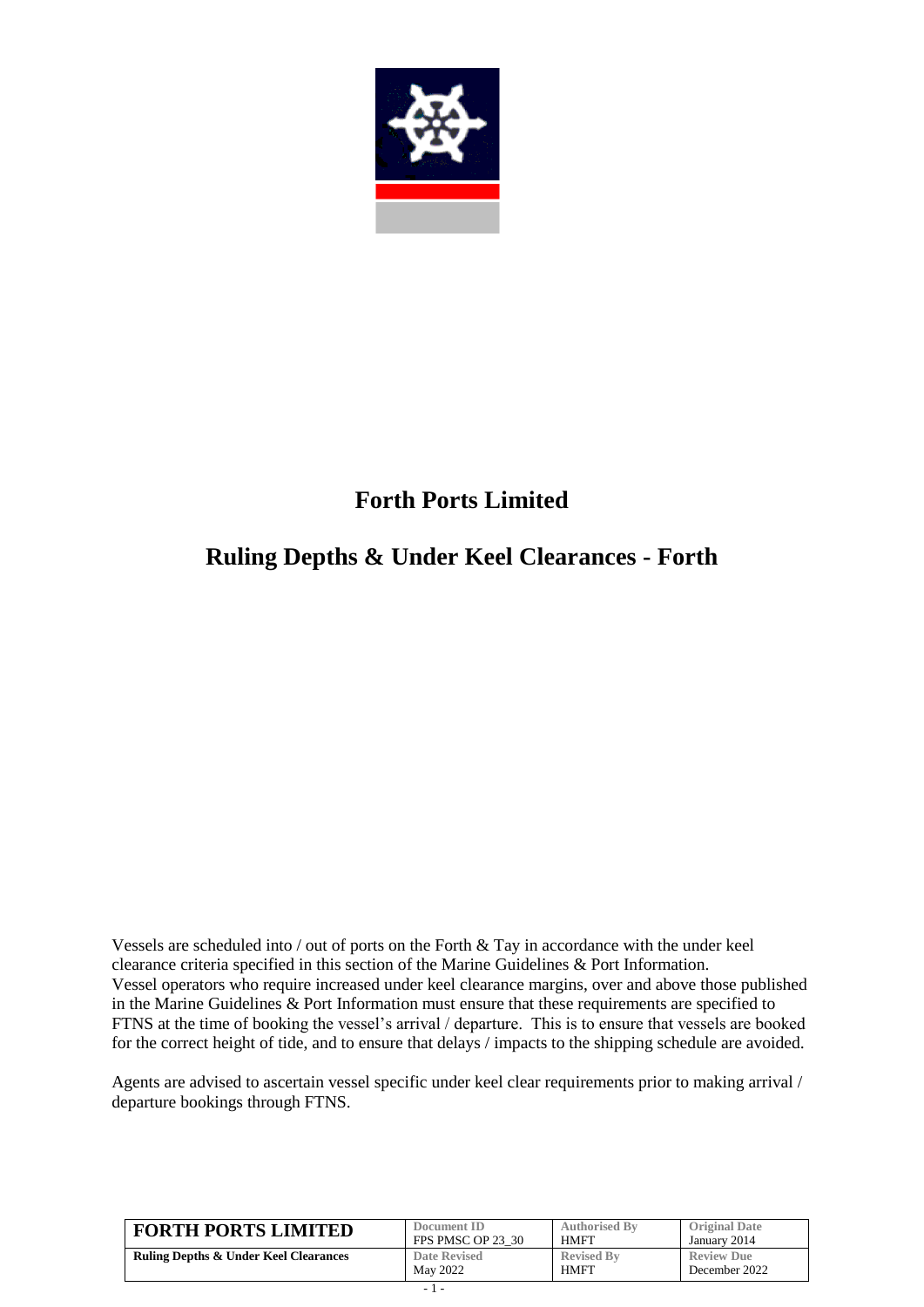# Forth Ports Limited

## Ruling Depths & Under Keel Clearances - Forth

Vessels are scheduled into / out of ports on the Forth & Tay in accordance with the under keel clearance criteria specified in this section of the Marine Guidelines & Port Information.
Vessel operators who require increased under keel clearance margins, over and above those published in the Marine Guidelines & Port Information must ensure that these requirements are specified to FTNS at the time of booking the vessel's arrival / departure. This is to ensure that vessels are booked for the correct height of tide, and to ensure that delays / impacts to the shipping schedule are avoided.

Agents are advised to ascertain vessel specific under keel clear requirements prior to making arrival / departure bookings through FTNS.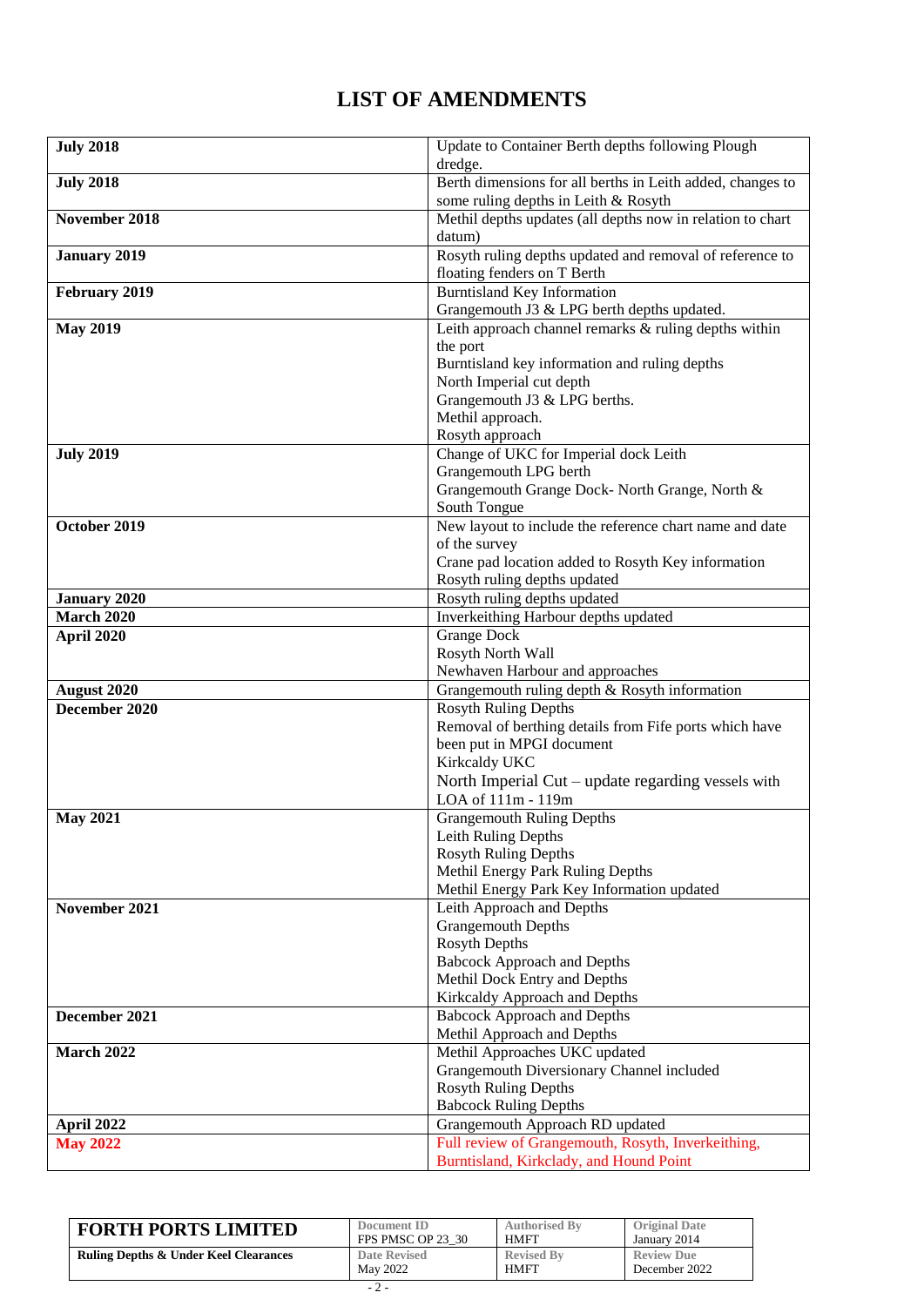# LIST OF AMENDMENTS

| | |
|---|---|
| **July 2018** | Update to Container Berth depths following Plough dredge. |
| **July 2018** | Berth dimensions for all berths in Leith added, changes to some ruling depths in Leith & Rosyth |
| **November 2018** | Methil depths updates (all depths now in relation to chart datum) |
| **January 2019** | Rosyth ruling depths updated and removal of reference to floating fenders on T Berth |
| **February 2019** | Burntisland Key Information<br>Grangemouth J3 & LPG berth depths updated. |
| **May 2019** | Leith approach channel remarks & ruling depths within the port<br>Burntisland key information and ruling depths<br>North Imperial cut depth<br>Grangemouth J3 & LPG berths.<br>Methil approach.<br>Rosyth approach |
| **July 2019** | Change of UKC for Imperial dock Leith<br>Grangemouth LPG berth<br>Grangemouth Grange Dock- North Grange, North & South Tongue |
| **October 2019** | New layout to include the reference chart name and date of the survey<br>Crane pad location added to Rosyth Key information<br>Rosyth ruling depths updated |
| **January 2020** | Rosyth ruling depths updated |
| **March 2020** | Inverkeithing Harbour depths updated |
| **April 2020** | Grange Dock<br>Rosyth North Wall<br>Newhaven Harbour and approaches |
| **August 2020** | Grangemouth ruling depth & Rosyth information |
| **December 2020** | Rosyth Ruling Depths<br>Removal of berthing details from Fife ports which have been put in MPGI document<br>Kirkcaldy UKC<br>North Imperial Cut – update regarding vessels with LOA of 111m - 119m |
| **May 2021** | Grangemouth Ruling Depths<br>Leith Ruling Depths<br>Rosyth Ruling Depths<br>Methil Energy Park Ruling Depths<br>Methil Energy Park Key Information updated |
| **November 2021** | Leith Approach and Depths<br>Grangemouth Depths<br>Rosyth Depths<br>Babcock Approach and Depths<br>Methil Dock Entry and Depths<br>Kirkcaldy Approach and Depths |
| **December 2021** | Babcock Approach and Depths<br>Methil Approach and Depths |
| **March 2022** | Methil Approaches UKC updated<br>Grangemouth Diversionary Channel included<br>Rosyth Ruling Depths<br>Babcock Ruling Depths |
| **April 2022** | Grangemouth Approach RD updated |
| **May 2022** | Full review of Grangemouth, Rosyth, Inverkeithing, Burntisland, Kirkclady, and Hound Point |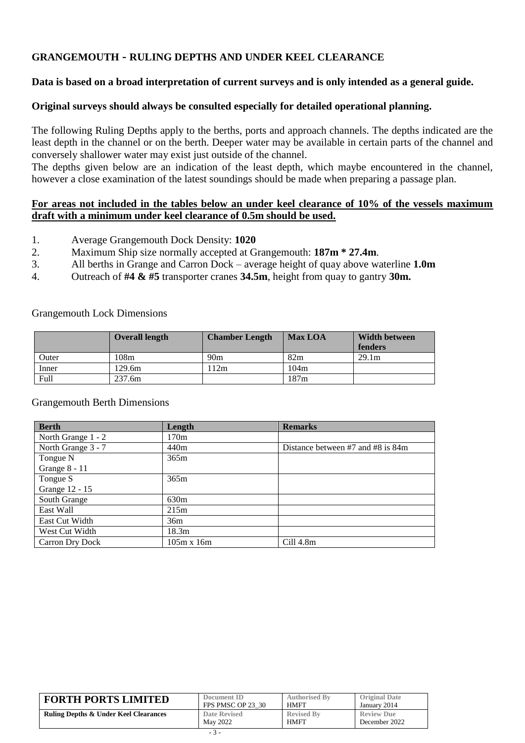## GRANGEMOUTH - RULING DEPTHS AND UNDER KEEL CLEARANCE

**Data is based on a broad interpretation of current surveys and is only intended as a general guide.**

**Original surveys should always be consulted especially for detailed operational planning.**

The following Ruling Depths apply to the berths, ports and approach channels. The depths indicated are the least depth in the channel or on the berth. Deeper water may be available in certain parts of the channel and conversely shallower water may exist just outside of the channel.
The depths given below are an indication of the least depth, which maybe encountered in the channel, however a close examination of the latest soundings should be made when preparing a passage plan.

**For areas not included in the tables below an under keel clearance of 10% of the vessels maximum draft with a minimum under keel clearance of 0.5m should be used.**

1. Average Grangemouth Dock Density: **1020**
2. Maximum Ship size normally accepted at Grangemouth: **187m * 27.4m**.
3. All berths in Grange and Carron Dock – average height of quay above waterline **1.0m**
4. Outreach of **#4 & #5** transporter cranes **34.5m**, height from quay to gantry **30m.**

Grangemouth Lock Dimensions

| | Overall length | Chamber Length | Max LOA | Width between fenders |
|---|---|---|---|---|
| Outer | 108m | 90m | 82m | 29.1m |
| Inner | 129.6m | 112m | 104m | |
| Full | 237.6m | | 187m | |

Grangemouth Berth Dimensions

| Berth | Length | Remarks |
|---|---|---|
| North Grange 1 - 2 | 170m | |
| North Grange 3 - 7 | 440m | Distance between #7 and #8 is 84m |
| Tongue N Grange 8 - 11 | 365m | |
| Tongue S Grange 12 - 15 | 365m | |
| South Grange | 630m | |
| East Wall | 215m | |
| East Cut Width | 36m | |
| West Cut Width | 18.3m | |
| Carron Dry Dock | 105m x 16m | Cill 4.8m |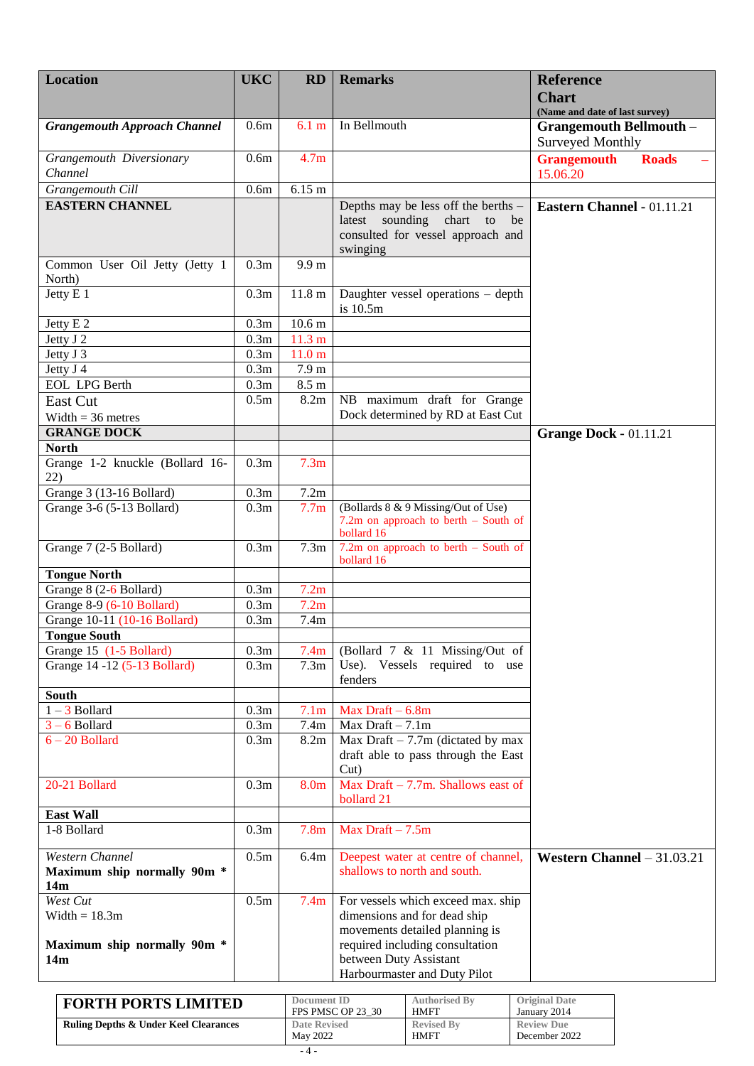| Location | UKC | RD | Remarks | Reference Chart (Name and date of last survey) |
|---|---|---|---|---|
| ***Grangemouth Approach Channel*** | 0.6m | 6.1 m | In Bellmouth | **Grangemouth Bellmouth** – Surveyed Monthly |
| *Grangemouth Diversionary Channel* | 0.6m | 4.7m | | **Grangemouth Roads** – 15.06.20 |
| *Grangemouth Cill* | 0.6m | 6.15 m | | |
| **EASTERN CHANNEL** | | | Depths may be less off the berths – latest sounding chart to be consulted for vessel approach and swinging | **Eastern Channel** - 01.11.21 |
| Common User Oil Jetty (Jetty 1 North) | 0.3m | 9.9 m | | |
| Jetty E 1 | 0.3m | 11.8 m | Daughter vessel operations – depth is 10.5m | |
| Jetty E 2 | 0.3m | 10.6 m | | |
| Jetty J 2 | 0.3m | 11.3 m | | |
| Jetty J 3 | 0.3m | 11.0 m | | |
| Jetty J 4 | 0.3m | 7.9 m | | |
| EOL LPG Berth | 0.3m | 8.5 m | | |
| East Cut<br>Width = 36 metres | 0.5m | 8.2m | NB maximum draft for Grange Dock determined by RD at East Cut | |
| **GRANGE DOCK** | | | | **Grange Dock** - 01.11.21 |
| **North** | | | | |
| Grange 1-2 knuckle (Bollard 16-22) | 0.3m | 7.3m | | |
| Grange 3 (13-16 Bollard) | 0.3m | 7.2m | | |
| Grange 3-6 (5-13 Bollard) | 0.3m | 7.7m | (Bollards 8 & 9 Missing/Out of Use)<br>7.2m on approach to berth – South of bollard 16 | |
| Grange 7 (2-5 Bollard) | 0.3m | 7.3m | 7.2m on approach to berth – South of bollard 16 | |
| **Tongue North** | | | | |
| Grange 8 (2-6 Bollard) | 0.3m | 7.2m | | |
| Grange 8-9 (6-10 Bollard) | 0.3m | 7.2m | | |
| Grange 10-11 (10-16 Bollard) | 0.3m | 7.4m | | |
| **Tongue South** | | | | |
| Grange 15 (1-5 Bollard) | 0.3m | 7.4m | (Bollard 7 & 11 Missing/Out of Use). Vessels required to use fenders | |
| Grange 14 -12 (5-13 Bollard) | 0.3m | 7.3m | | |
| **South** | | | | |
| 1 – 3 Bollard | 0.3m | 7.1m | Max Draft – 6.8m | |
| 3 – 6 Bollard | 0.3m | 7.4m | Max Draft – 7.1m | |
| 6 – 20 Bollard | 0.3m | 8.2m | Max Draft – 7.7m (dictated by max draft able to pass through the East Cut) | |
| 20-21 Bollard | 0.3m | 8.0m | Max Draft – 7.7m. Shallows east of bollard 21 | |
| **East Wall** | | | | |
| 1-8 Bollard | 0.3m | 7.8m | Max Draft – 7.5m | |
| *Western Channel*<br>**Maximum ship normally 90m * 14m** | 0.5m | 6.4m | Deepest water at centre of channel, shallows to north and south. | **Western Channel** – 31.03.21 |
| *West Cut*<br>Width = 18.3m<br><br>**Maximum ship normally 90m * 14m** | 0.5m | 7.4m | For vessels which exceed max. ship dimensions and for dead ship movements detailed planning is required including consultation between Duty Assistant Harbourmaster and Duty Pilot | |

| FORTH PORTS LIMITED | Document ID<br>FPS PMSC OP 23_30 | Authorised By<br>HMFT | Original Date<br>January 2014 |
|---|---|---|---|
| **Ruling Depths & Under Keel Clearances** | Date Revised<br>May 2022 | Revised By<br>HMFT | Review Due<br>December 2022 |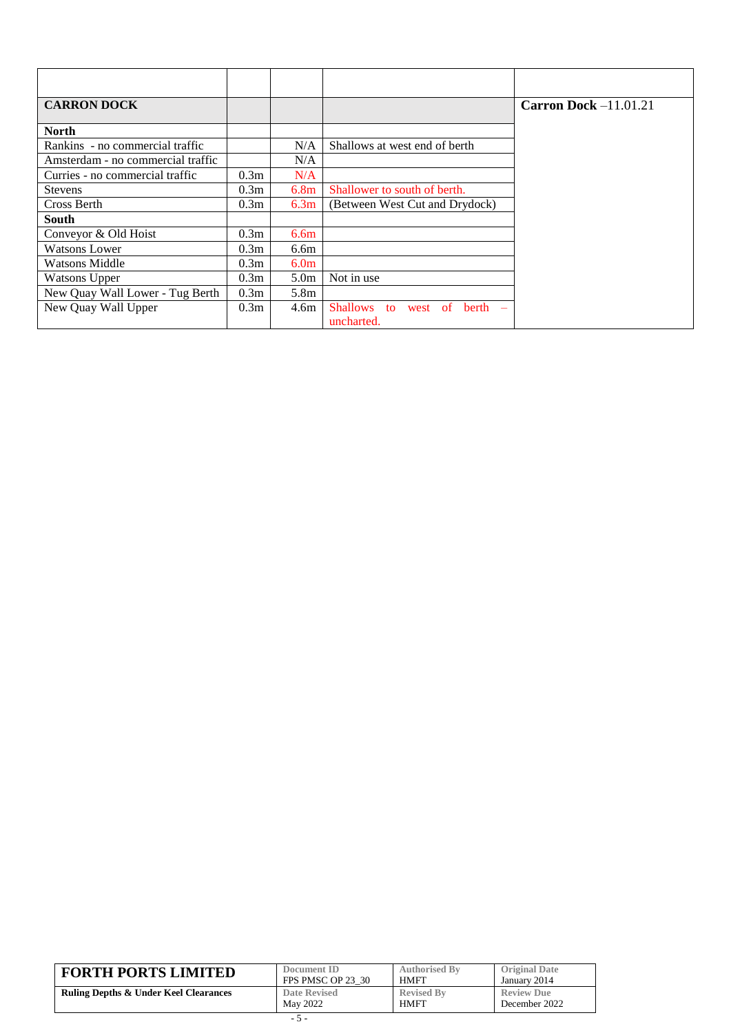| | | | | |
|---|---|---|---|---|
| **CARRON DOCK** | | | | **Carron Dock** –11.01.21 |
| **North** | | | | |
| Rankins - no commercial traffic | | N/A | Shallows at west end of berth | |
| Amsterdam - no commercial traffic | | N/A | | |
| Curries - no commercial traffic | 0.3m | N/A | | |
| Stevens | 0.3m | 6.8m | Shallower to south of berth. | |
| Cross Berth | 0.3m | 6.3m | (Between West Cut and Drydock) | |
| **South** | | | | |
| Conveyor & Old Hoist | 0.3m | 6.6m | | |
| Watsons Lower | 0.3m | 6.6m | | |
| Watsons Middle | 0.3m | 6.0m | | |
| Watsons Upper | 0.3m | 5.0m | Not in use | |
| New Quay Wall Lower - Tug Berth | 0.3m | 5.8m | | |
| New Quay Wall Upper | 0.3m | 4.6m | Shallows to west of berth – uncharted. | |

| **FORTH PORTS LIMITED** | Document ID FPS PMSC OP 23_30 | Authorised By HMFT | Original Date January 2014 |
|---|---|---|---|
| **Ruling Depths & Under Keel Clearances** | Date Revised May 2022 | Revised By HMFT | Review Due December 2022 |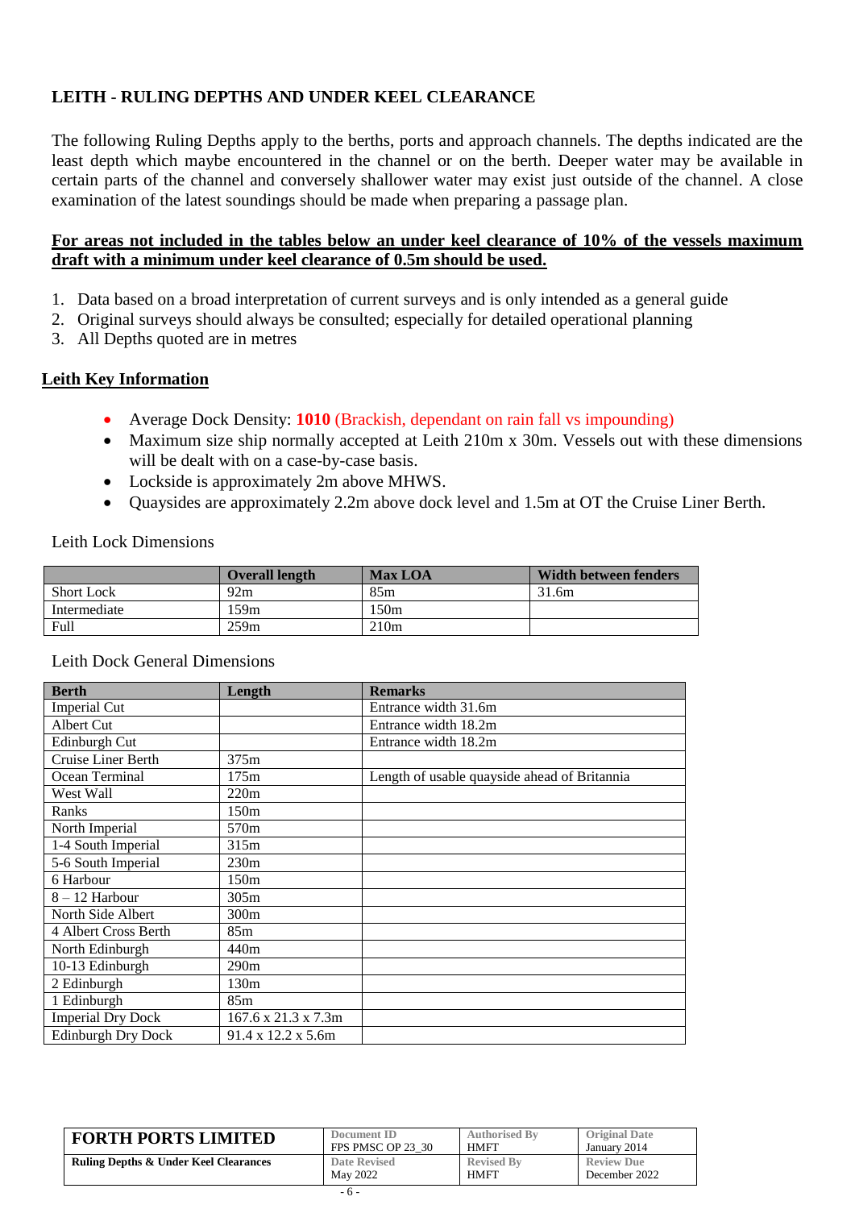## LEITH - RULING DEPTHS AND UNDER KEEL CLEARANCE

The following Ruling Depths apply to the berths, ports and approach channels. The depths indicated are the least depth which maybe encountered in the channel or on the berth. Deeper water may be available in certain parts of the channel and conversely shallower water may exist just outside of the channel. A close examination of the latest soundings should be made when preparing a passage plan.

**For areas not included in the tables below an under keel clearance of 10% of the vessels maximum draft with a minimum under keel clearance of 0.5m should be used.**

1. Data based on a broad interpretation of current surveys and is only intended as a general guide
2. Original surveys should always be consulted; especially for detailed operational planning
3. All Depths quoted are in metres

### Leith Key Information

- Average Dock Density: **1010** (Brackish, dependant on rain fall vs impounding)
- Maximum size ship normally accepted at Leith 210m x 30m. Vessels out with these dimensions will be dealt with on a case-by-case basis.
- Lockside is approximately 2m above MHWS.
- Quaysides are approximately 2.2m above dock level and 1.5m at OT the Cruise Liner Berth.

Leith Lock Dimensions

| | Overall length | Max LOA | Width between fenders |
|---|---|---|---|
| Short Lock | 92m | 85m | 31.6m |
| Intermediate | 159m | 150m | |
| Full | 259m | 210m | |

Leith Dock General Dimensions

| Berth | Length | Remarks |
|---|---|---|
| Imperial Cut | | Entrance width 31.6m |
| Albert Cut | | Entrance width 18.2m |
| Edinburgh Cut | | Entrance width 18.2m |
| Cruise Liner Berth | 375m | |
| Ocean Terminal | 175m | Length of usable quayside ahead of Britannia |
| West Wall | 220m | |
| Ranks | 150m | |
| North Imperial | 570m | |
| 1-4 South Imperial | 315m | |
| 5-6 South Imperial | 230m | |
| 6 Harbour | 150m | |
| 8 – 12 Harbour | 305m | |
| North Side Albert | 300m | |
| 4 Albert Cross Berth | 85m | |
| North Edinburgh | 440m | |
| 10-13 Edinburgh | 290m | |
| 2 Edinburgh | 130m | |
| 1 Edinburgh | 85m | |
| Imperial Dry Dock | 167.6 x 21.3 x 7.3m | |
| Edinburgh Dry Dock | 91.4 x 12.2 x 5.6m | |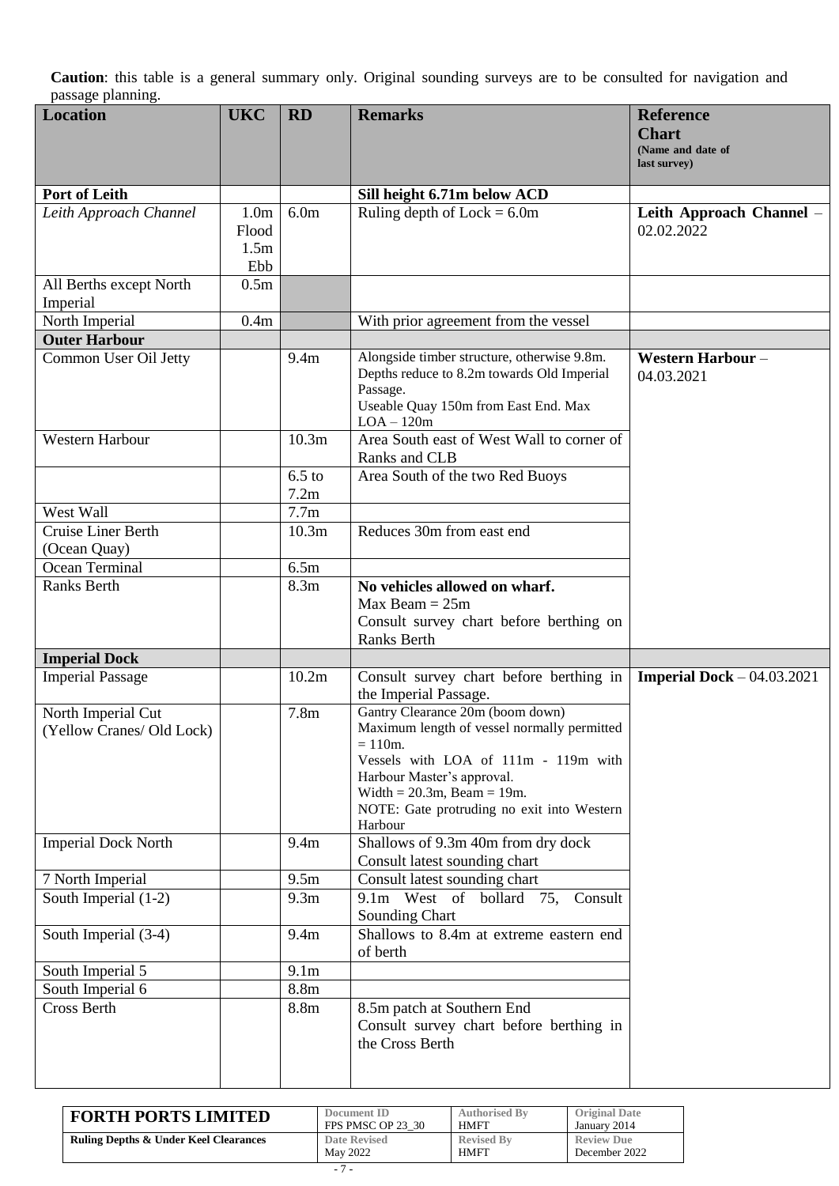**Caution**: this table is a general summary only. Original sounding surveys are to be consulted for navigation and passage planning.

| Location | UKC | RD | Remarks | Reference Chart (Name and date of last survey) |
|---|---|---|---|---|
| **Port of Leith** | | | **Sill height 6.71m below ACD** | |
| *Leith Approach Channel* | 1.0m Flood 1.5m Ebb | 6.0m | Ruling depth of Lock = 6.0m | **Leith Approach Channel** – 02.02.2022 |
| All Berths except North Imperial | 0.5m | | | |
| North Imperial | 0.4m | | With prior agreement from the vessel | |
| **Outer Harbour** | | | | |
| Common User Oil Jetty | | 9.4m | Alongside timber structure, otherwise 9.8m. Depths reduce to 8.2m towards Old Imperial Passage. Useable Quay 150m from East End. Max LOA – 120m | **Western Harbour** – 04.03.2021 |
| Western Harbour | | 10.3m | Area South east of West Wall to corner of Ranks and CLB | |
| | | 6.5 to 7.2m | Area South of the two Red Buoys | |
| West Wall | | 7.7m | | |
| Cruise Liner Berth (Ocean Quay) | | 10.3m | Reduces 30m from east end | |
| Ocean Terminal | | 6.5m | | |
| Ranks Berth | | 8.3m | **No vehicles allowed on wharf.** Max Beam = 25m Consult survey chart before berthing on Ranks Berth | |
| **Imperial Dock** | | | | |
| Imperial Passage | | 10.2m | Consult survey chart before berthing in the Imperial Passage. | **Imperial Dock** – 04.03.2021 |
| North Imperial Cut (Yellow Cranes/ Old Lock) | | 7.8m | Gantry Clearance 20m (boom down) Maximum length of vessel normally permitted = 110m. Vessels with LOA of 111m - 119m with Harbour Master's approval. Width = 20.3m, Beam = 19m. NOTE: Gate protruding no exit into Western Harbour | |
| Imperial Dock North | | 9.4m | Shallows of 9.3m 40m from dry dock Consult latest sounding chart | |
| 7 North Imperial | | 9.5m | Consult latest sounding chart | |
| South Imperial (1-2) | | 9.3m | 9.1m West of bollard 75, Consult Sounding Chart | |
| South Imperial (3-4) | | 9.4m | Shallows to 8.4m at extreme eastern end of berth | |
| South Imperial 5 | | 9.1m | | |
| South Imperial 6 | | 8.8m | | |
| Cross Berth | | 8.8m | 8.5m patch at Southern End Consult survey chart before berthing in the Cross Berth | |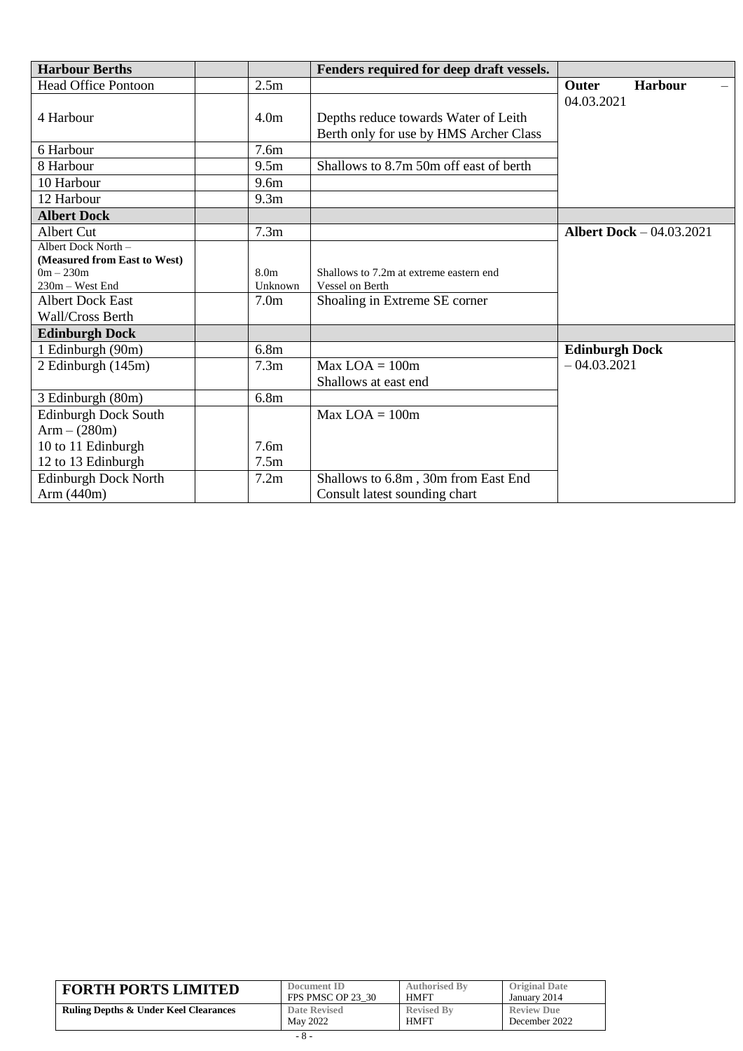| Harbour Berths | | | Fenders required for deep draft vessels. | |
|---|---|---|---|---|
| Head Office Pontoon | | 2.5m | | **Outer Harbour** – 04.03.2021 |
| 4 Harbour | | 4.0m | Depths reduce towards Water of Leith<br>Berth only for use by HMS Archer Class | |
| 6 Harbour | | 7.6m | | |
| 8 Harbour | | 9.5m | Shallows to 8.7m 50m off east of berth | |
| 10 Harbour | | 9.6m | | |
| 12 Harbour | | 9.3m | | |
| **Albert Dock** | | | | |
| Albert Cut | | 7.3m | | **Albert Dock** – 04.03.2021 |
| Albert Dock North –<br>**(Measured from East to West)**<br>0m – 230m<br>230m – West End | | 8.0m<br>Unknown | Shallows to 7.2m at extreme eastern end<br>Vessel on Berth | |
| Albert Dock East Wall/Cross Berth | | 7.0m | Shoaling in Extreme SE corner | |
| **Edinburgh Dock** | | | | |
| 1 Edinburgh (90m) | | 6.8m | | **Edinburgh Dock** – 04.03.2021 |
| 2 Edinburgh (145m) | | 7.3m | Max LOA = 100m<br>Shallows at east end | |
| 3 Edinburgh (80m) | | 6.8m | | |
| Edinburgh Dock South Arm – (280m)<br>10 to 11 Edinburgh<br>12 to 13 Edinburgh | | <br>7.6m<br>7.5m | Max LOA = 100m | |
| Edinburgh Dock North Arm (440m) | | 7.2m | Shallows to 6.8m , 30m from East End<br>Consult latest sounding chart | |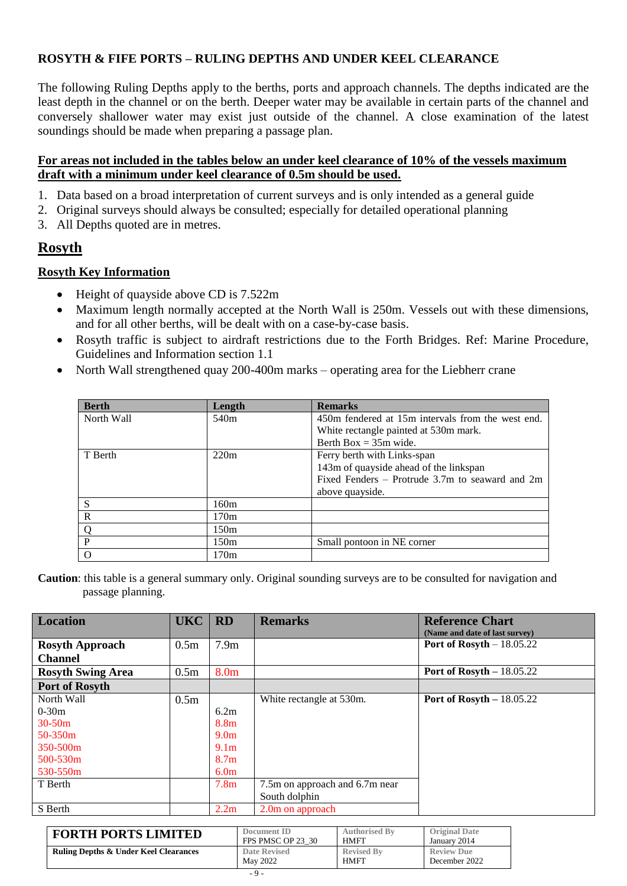**ROSYTH & FIFE PORTS – RULING DEPTHS AND UNDER KEEL CLEARANCE**

The following Ruling Depths apply to the berths, ports and approach channels. The depths indicated are the least depth in the channel or on the berth. Deeper water may be available in certain parts of the channel and conversely shallower water may exist just outside of the channel. A close examination of the latest soundings should be made when preparing a passage plan.

**For areas not included in the tables below an under keel clearance of 10% of the vessels maximum draft with a minimum under keel clearance of 0.5m should be used.**

1. Data based on a broad interpretation of current surveys and is only intended as a general guide
2. Original surveys should always be consulted; especially for detailed operational planning
3. All Depths quoted are in metres.

## Rosyth

### Rosyth Key Information

- Height of quayside above CD is 7.522m
- Maximum length normally accepted at the North Wall is 250m. Vessels out with these dimensions, and for all other berths, will be dealt with on a case-by-case basis.
- Rosyth traffic is subject to airdraft restrictions due to the Forth Bridges. Ref: Marine Procedure, Guidelines and Information section 1.1
- North Wall strengthened quay 200-400m marks – operating area for the Liebherr crane

| Berth | Length | Remarks |
|---|---|---|
| North Wall | 540m | 450m fendered at 15m intervals from the west end. White rectangle painted at 530m mark. Berth Box = 35m wide. |
| T Berth | 220m | Ferry berth with Links-span 143m of quayside ahead of the linkspan Fixed Fenders – Protrude 3.7m to seaward and 2m above quayside. |
| S | 160m | |
| R | 170m | |
| Q | 150m | |
| P | 150m | Small pontoon in NE corner |
| O | 170m | |

**Caution**: this table is a general summary only. Original sounding surveys are to be consulted for navigation and passage planning.

| Location | UKC | RD | Remarks | Reference Chart (Name and date of last survey) |
|---|---|---|---|---|
| **Rosyth Approach Channel** | 0.5m | 7.9m | | **Port of Rosyth** – 18.05.22 |
| **Rosyth Swing Area** | 0.5m | 8.0m | | **Port of Rosyth** – 18.05.22 |
| **Port of Rosyth** | | | | |
| North Wall | 0.5m | | White rectangle at 530m. | **Port of Rosyth** – 18.05.22 |
| 0-30m | | 6.2m | | |
| 30-50m | | 8.8m | | |
| 50-350m | | 9.0m | | |
| 350-500m | | 9.1m | | |
| 500-530m | | 8.7m | | |
| 530-550m | | 6.0m | | |
| T Berth | | 7.8m | 7.5m on approach and 6.7m near South dolphin | |
| S Berth | | 2.2m | 2.0m on approach | |

| FORTH PORTS LIMITED | Document ID FPS PMSC OP 23_30 | Authorised By HMFT | Original Date January 2014 |
|---|---|---|---|
| Ruling Depths & Under Keel Clearances | Date Revised May 2022 | Revised By HMFT | Review Due December 2022 |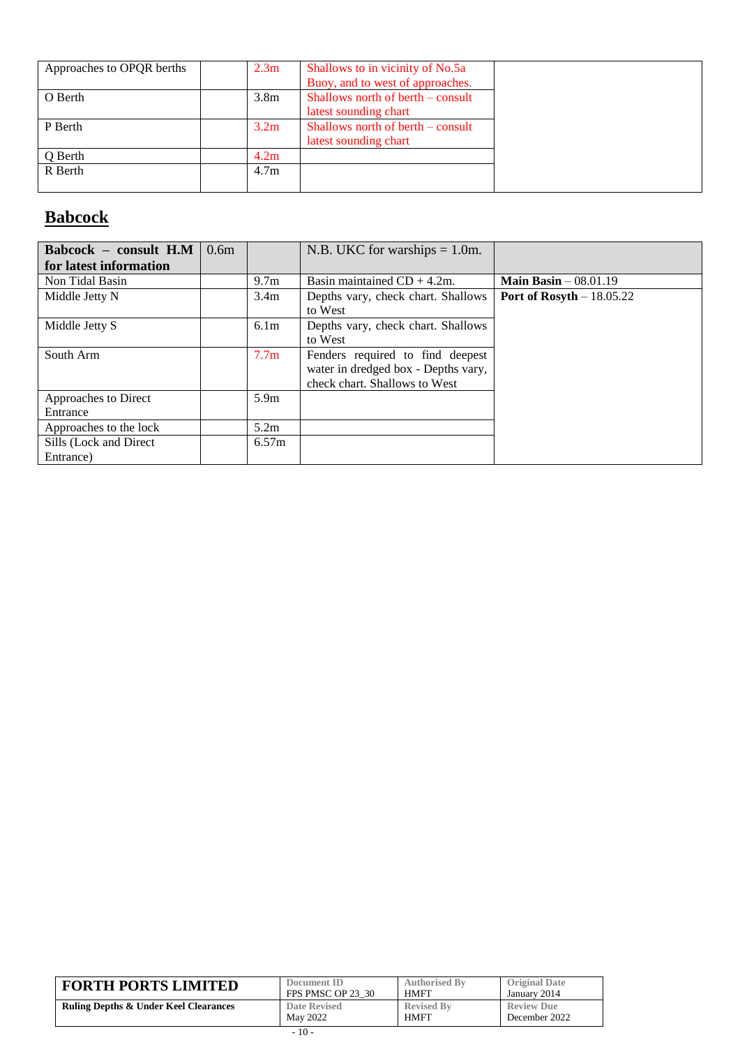| Approaches to OPQR berths | | 2.3m | Shallows to in vicinity of No.5a Buoy, and to west of approaches. | |
|---|---|---|---|---|
| O Berth | | 3.8m | Shallows north of berth – consult latest sounding chart | |
| P Berth | | 3.2m | Shallows north of berth – consult latest sounding chart | |
| Q Berth | | 4.2m | | |
| R Berth | | 4.7m | | |

## Babcock

| **Babcock – consult H.M for latest information** | 0.6m | | N.B. UKC for warships = 1.0m. | |
|---|---|---|---|---|
| Non Tidal Basin | | 9.7m | Basin maintained CD + 4.2m. | **Main Basin** – 08.01.19 |
| Middle Jetty N | | 3.4m | Depths vary, check chart. Shallows to West | **Port of Rosyth** – 18.05.22 |
| Middle Jetty S | | 6.1m | Depths vary, check chart. Shallows to West | |
| South Arm | | 7.7m | Fenders required to find deepest water in dredged box - Depths vary, check chart. Shallows to West | |
| Approaches to Direct Entrance | | 5.9m | | |
| Approaches to the lock | | 5.2m | | |
| Sills (Lock and Direct Entrance) | | 6.57m | | |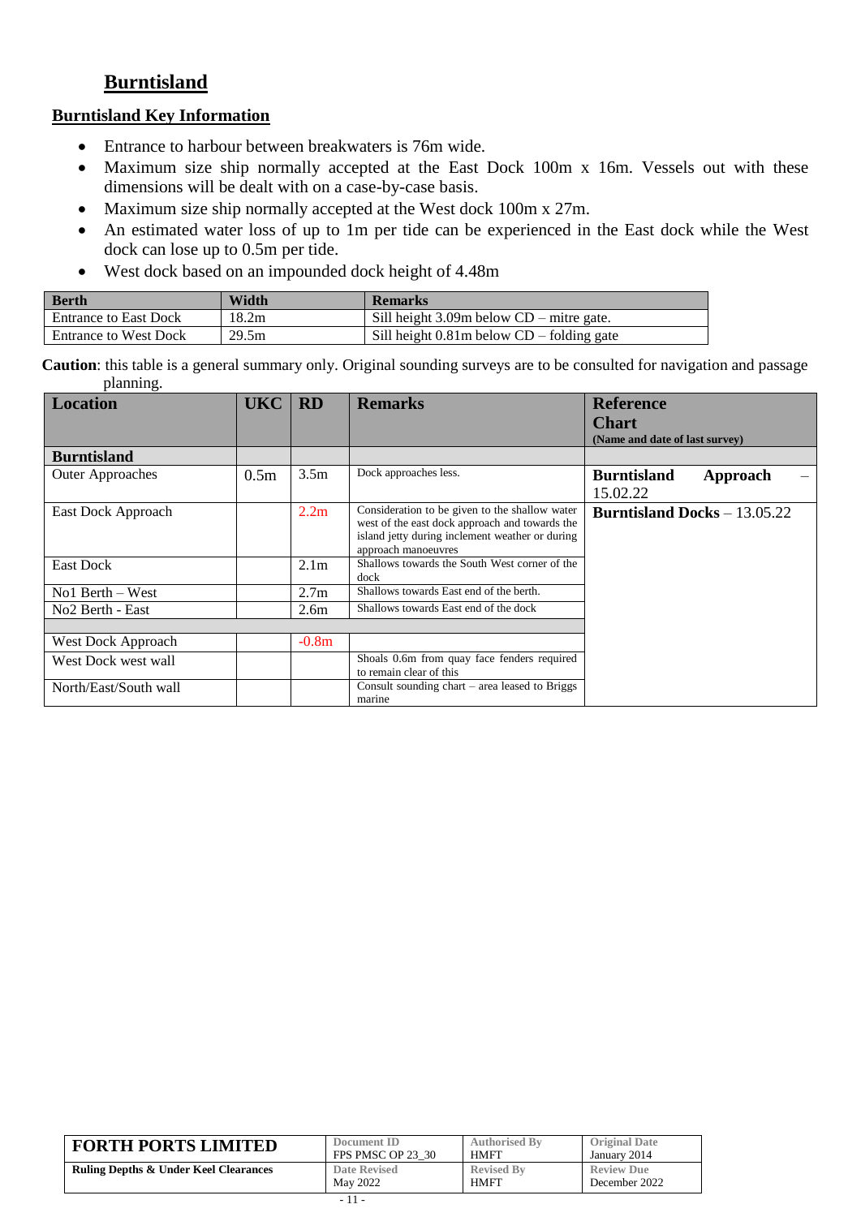# Burntisland

## Burntisland Key Information

- Entrance to harbour between breakwaters is 76m wide.
- Maximum size ship normally accepted at the East Dock 100m x 16m. Vessels out with these dimensions will be dealt with on a case-by-case basis.
- Maximum size ship normally accepted at the West dock 100m x 27m.
- An estimated water loss of up to 1m per tide can be experienced in the East dock while the West dock can lose up to 0.5m per tide.
- West dock based on an impounded dock height of 4.48m

| Berth | Width | Remarks |
|---|---|---|
| Entrance to East Dock | 18.2m | Sill height 3.09m below CD – mitre gate. |
| Entrance to West Dock | 29.5m | Sill height 0.81m below CD – folding gate |

**Caution**: this table is a general summary only. Original sounding surveys are to be consulted for navigation and passage planning.

| Location | UKC | RD | Remarks | Reference Chart (Name and date of last survey) |
|---|---|---|---|---|
| **Burntisland** | | | | |
| Outer Approaches | 0.5m | 3.5m | Dock approaches less. | **Burntisland Approach** – 15.02.22 |
| East Dock Approach | | 2.2m | Consideration to be given to the shallow water west of the east dock approach and towards the island jetty during inclement weather or during approach manoeuvres | **Burntisland Docks** – 13.05.22 |
| East Dock | | 2.1m | Shallows towards the South West corner of the dock | |
| No1 Berth – West | | 2.7m | Shallows towards East end of the berth. | |
| No2 Berth - East | | 2.6m | Shallows towards East end of the dock | |
| | | | | |
| West Dock Approach | | -0.8m | | |
| West Dock west wall | | | Shoals 0.6m from quay face fenders required to remain clear of this | |
| North/East/South wall | | | Consult sounding chart – area leased to Briggs marine | |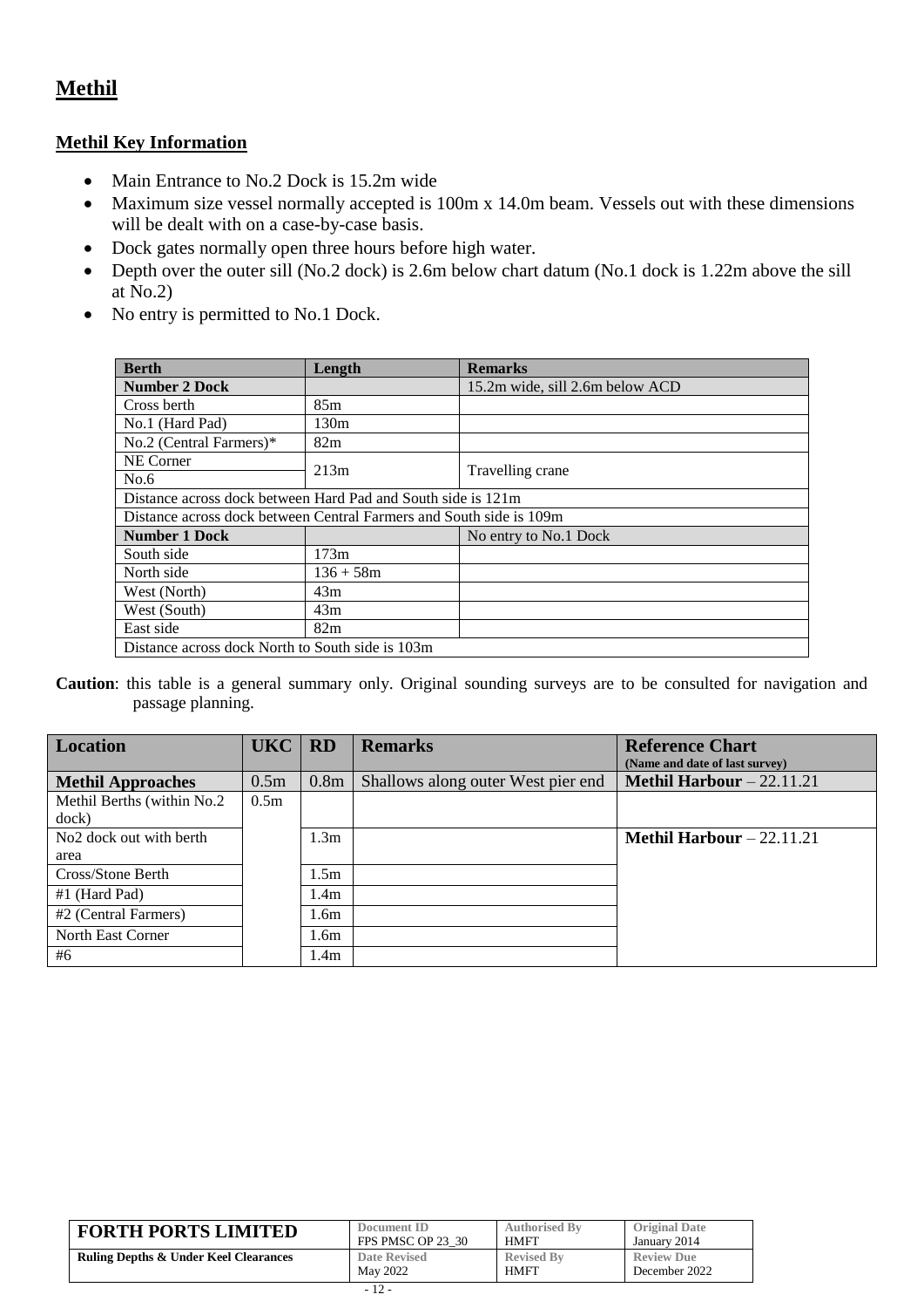# Methil

## Methil Key Information

- Main Entrance to No.2 Dock is 15.2m wide
- Maximum size vessel normally accepted is 100m x 14.0m beam. Vessels out with these dimensions will be dealt with on a case-by-case basis.
- Dock gates normally open three hours before high water.
- Depth over the outer sill (No.2 dock) is 2.6m below chart datum (No.1 dock is 1.22m above the sill at No.2)
- No entry is permitted to No.1 Dock.

| Berth | Length | Remarks |
|---|---|---|
| **Number 2 Dock** | | 15.2m wide, sill 2.6m below ACD |
| Cross berth | 85m | |
| No.1 (Hard Pad) | 130m | |
| No.2 (Central Farmers)* | 82m | |
| NE Corner | 213m | Travelling crane |
| No.6 | | |
| Distance across dock between Hard Pad and South side is 121m | | |
| Distance across dock between Central Farmers and South side is 109m | | |
| **Number 1 Dock** | | No entry to No.1 Dock |
| South side | 173m | |
| North side | 136 + 58m | |
| West (North) | 43m | |
| West (South) | 43m | |
| East side | 82m | |
| Distance across dock North to South side is 103m | | |

**Caution**: this table is a general summary only. Original sounding surveys are to be consulted for navigation and passage planning.

| Location | UKC | RD | Remarks | Reference Chart (Name and date of last survey) |
|---|---|---|---|---|
| **Methil Approaches** | 0.5m | 0.8m | Shallows along outer West pier end | **Methil Harbour** – 22.11.21 |
| Methil Berths (within No.2 dock) | 0.5m | | | |
| No2 dock out with berth area | | 1.3m | | **Methil Harbour** – 22.11.21 |
| Cross/Stone Berth | | 1.5m | | |
| #1 (Hard Pad) | | 1.4m | | |
| #2 (Central Farmers) | | 1.6m | | |
| North East Corner | | 1.6m | | |
| #6 | | 1.4m | | |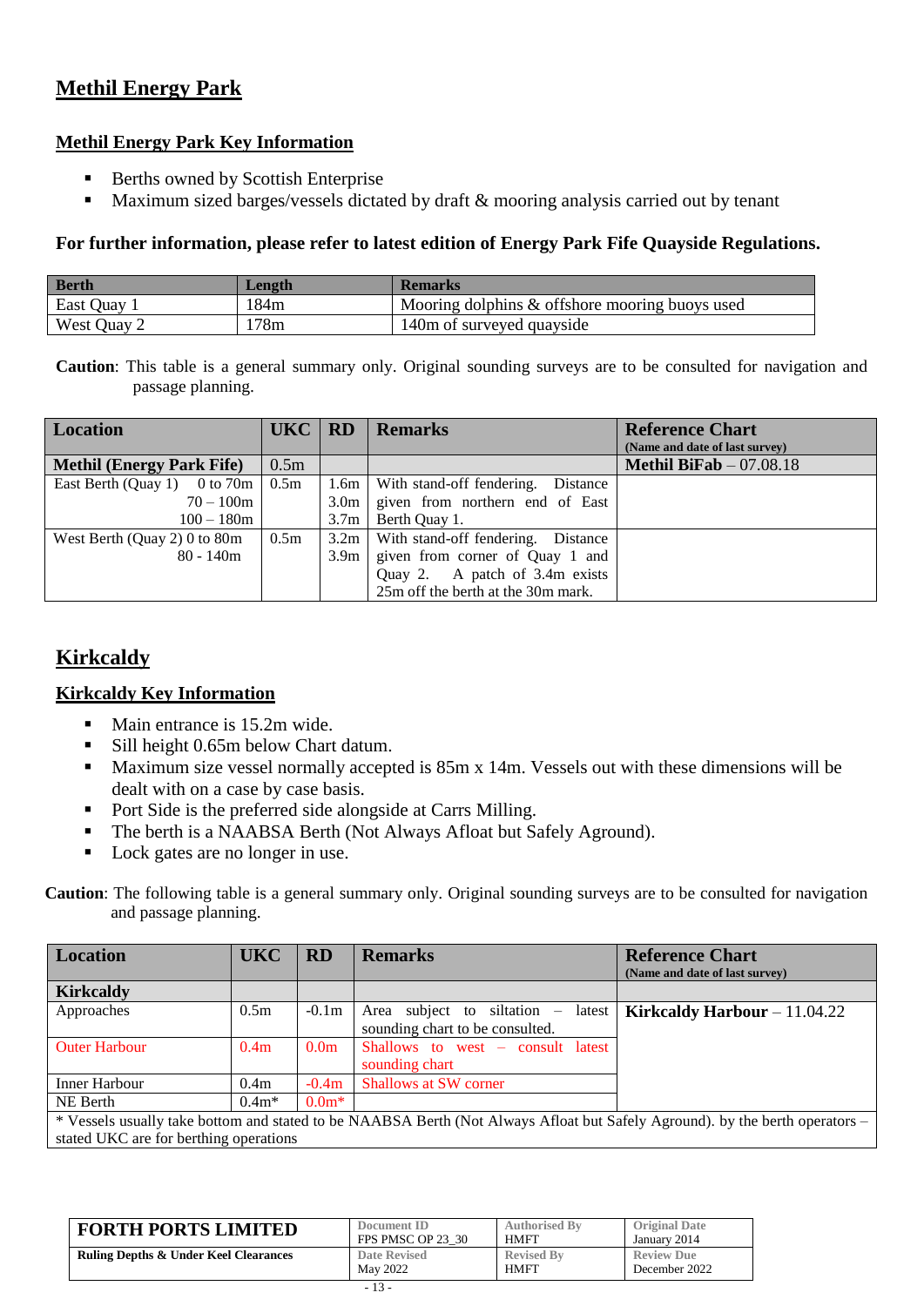# Methil Energy Park

## Methil Energy Park Key Information

- Berths owned by Scottish Enterprise
- Maximum sized barges/vessels dictated by draft & mooring analysis carried out by tenant

**For further information, please refer to latest edition of Energy Park Fife Quayside Regulations.**

| Berth | Length | Remarks |
|---|---|---|
| East Quay 1 | 184m | Mooring dolphins & offshore mooring buoys used |
| West Quay 2 | 178m | 140m of surveyed quayside |

**Caution**: This table is a general summary only. Original sounding surveys are to be consulted for navigation and passage planning.

| Location | UKC | RD | Remarks | Reference Chart (Name and date of last survey) |
|---|---|---|---|---|
| **Methil (Energy Park Fife)** | 0.5m | | | **Methil BiFab** – 07.08.18 |
| East Berth (Quay 1) 0 to 70m<br>70 – 100m<br>100 – 180m | 0.5m | 1.6m<br>3.0m<br>3.7m | With stand-off fendering. Distance given from northern end of East Berth Quay 1. | |
| West Berth (Quay 2) 0 to 80m<br>80 - 140m | 0.5m | 3.2m<br>3.9m | With stand-off fendering. Distance given from corner of Quay 1 and Quay 2. A patch of 3.4m exists 25m off the berth at the 30m mark. | |

# Kirkcaldy

## Kirkcaldy Key Information

- Main entrance is 15.2m wide.
- Sill height 0.65m below Chart datum.
- Maximum size vessel normally accepted is 85m x 14m. Vessels out with these dimensions will be dealt with on a case by case basis.
- Port Side is the preferred side alongside at Carrs Milling.
- The berth is a NAABSA Berth (Not Always Afloat but Safely Aground).
- Lock gates are no longer in use.

**Caution**: The following table is a general summary only. Original sounding surveys are to be consulted for navigation and passage planning.

| Location | UKC | RD | Remarks | Reference Chart (Name and date of last survey) |
|---|---|---|---|---|
| **Kirkcaldy** | | | | |
| Approaches | 0.5m | -0.1m | Area subject to siltation – latest sounding chart to be consulted. | **Kirkcaldy Harbour** – 11.04.22 |
| Outer Harbour | 0.4m | 0.0m | Shallows to west – consult latest sounding chart | |
| Inner Harbour | 0.4m | -0.4m | Shallows at SW corner | |
| NE Berth | 0.4m* | 0.0m* | | |
| * Vessels usually take bottom and stated to be NAABSA Berth (Not Always Afloat but Safely Aground). by the berth operators – stated UKC are for berthing operations | | | | |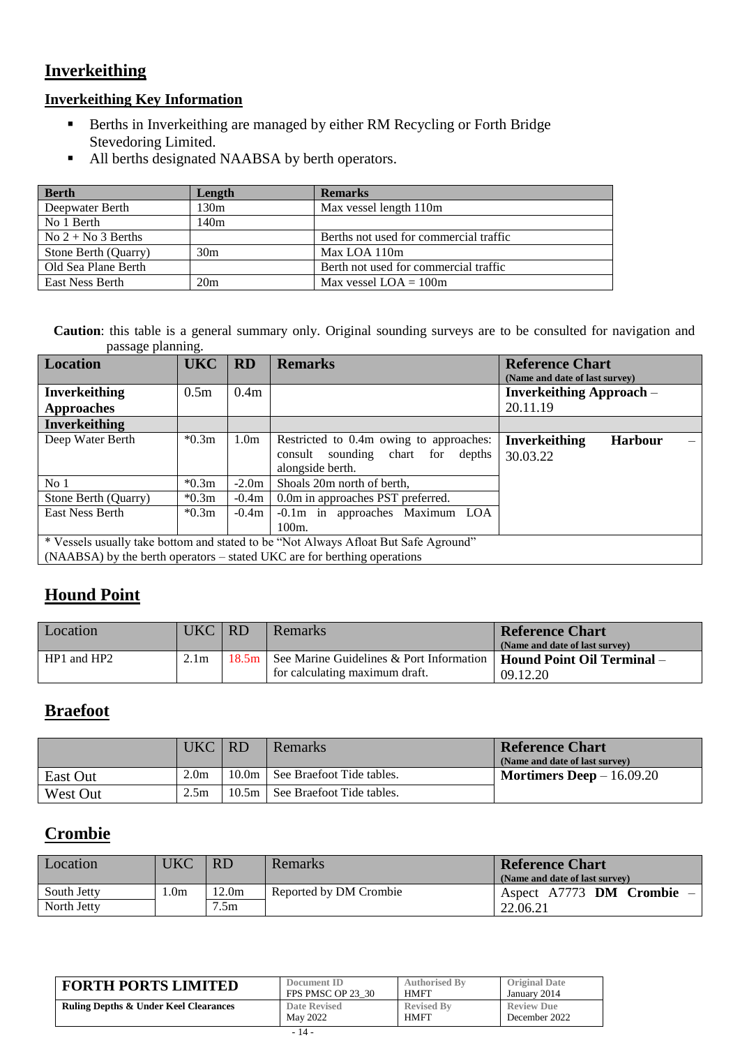## Inverkeithing

### Inverkeithing Key Information

- Berths in Inverkeithing are managed by either RM Recycling or Forth Bridge Stevedoring Limited.
- All berths designated NAABSA by berth operators.

| Berth | Length | Remarks |
|---|---|---|
| Deepwater Berth | 130m | Max vessel length 110m |
| No 1 Berth | 140m | |
| No 2 + No 3 Berths | | Berths not used for commercial traffic |
| Stone Berth (Quarry) | 30m | Max LOA 110m |
| Old Sea Plane Berth | | Berth not used for commercial traffic |
| East Ness Berth | 20m | Max vessel LOA = 100m |

**Caution**: this table is a general summary only. Original sounding surveys are to be consulted for navigation and passage planning.

| Location | UKC | RD | Remarks | Reference Chart (Name and date of last survey) |
|---|---|---|---|---|
| **Inverkeithing Approaches** | 0.5m | 0.4m | | **Inverkeithing Approach** – 20.11.19 |
| **Inverkeithing** | | | | |
| Deep Water Berth | *0.3m | 1.0m | Restricted to 0.4m owing to approaches: consult sounding chart for depths alongside berth. | **Inverkeithing Harbour** – 30.03.22 |
| No 1 | *0.3m | -2.0m | Shoals 20m north of berth, | |
| Stone Berth (Quarry) | *0.3m | -0.4m | 0.0m in approaches PST preferred. | |
| East Ness Berth | *0.3m | -0.4m | -0.1m in approaches Maximum LOA 100m. | |
| * Vessels usually take bottom and stated to be "Not Always Afloat But Safe Aground" (NAABSA) by the berth operators – stated UKC are for berthing operations | | | | |

## Hound Point

| Location | UKC | RD | Remarks | Reference Chart (Name and date of last survey) |
|---|---|---|---|---|
| HP1 and HP2 | 2.1m | 18.5m | See Marine Guidelines & Port Information for calculating maximum draft. | **Hound Point Oil Terminal** – 09.12.20 |

## Braefoot

| | UKC | RD | Remarks | Reference Chart (Name and date of last survey) |
|---|---|---|---|---|
| East Out | 2.0m | 10.0m | See Braefoot Tide tables. | **Mortimers Deep** – 16.09.20 |
| West Out | 2.5m | 10.5m | See Braefoot Tide tables. | |

## Crombie

| Location | UKC | RD | Remarks | Reference Chart (Name and date of last survey) |
|---|---|---|---|---|
| South Jetty | 1.0m | 12.0m | Reported by DM Crombie | Aspect A7773 **DM Crombie** – 22.06.21 |
| North Jetty | | 7.5m | | |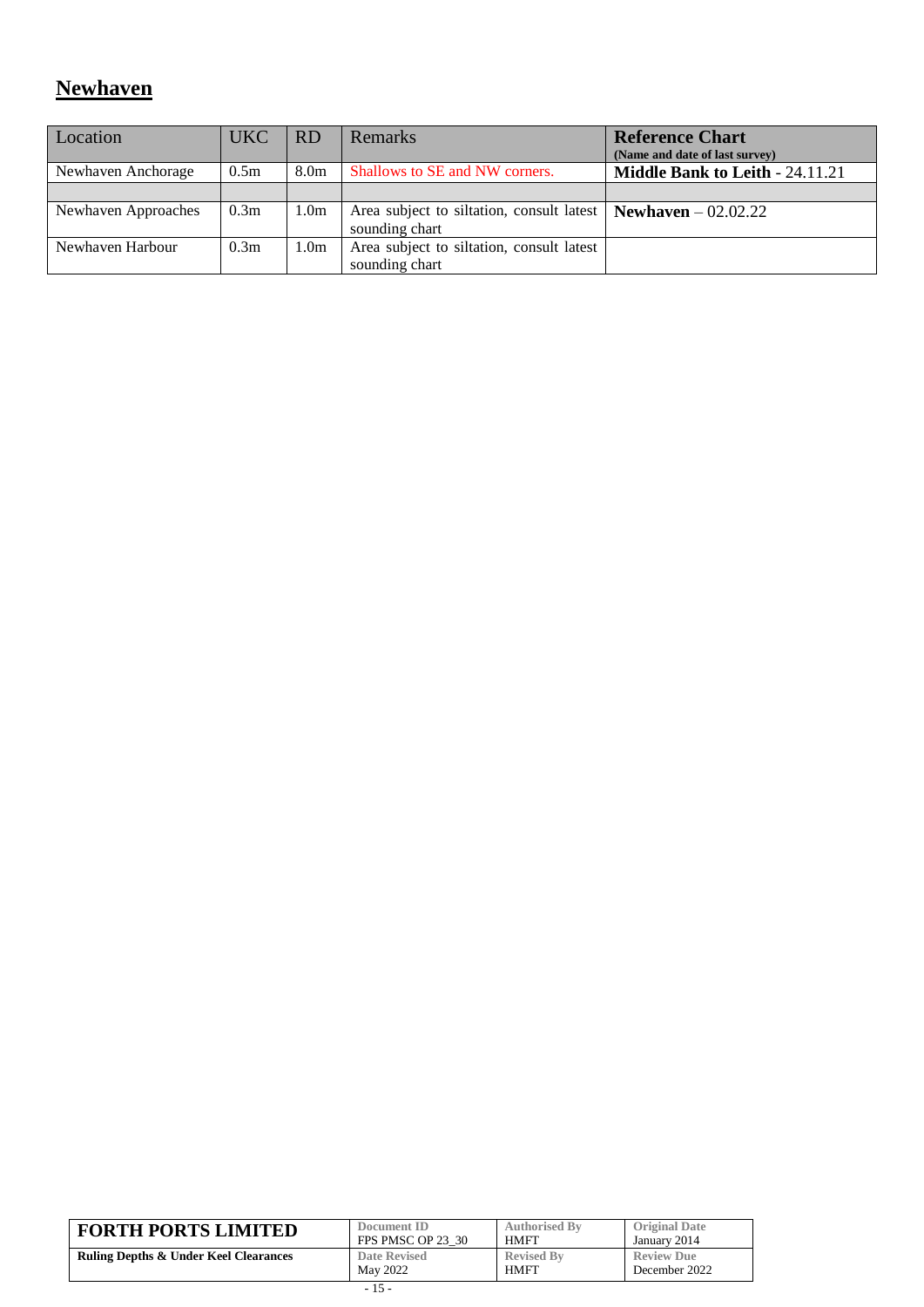# Newhaven

| Location | UKC | RD | Remarks | Reference Chart (Name and date of last survey) |
|---|---|---|---|---|
| Newhaven Anchorage | 0.5m | 8.0m | Shallows to SE and NW corners. | **Middle Bank to Leith** - 24.11.21 |
| | | | | |
| Newhaven Approaches | 0.3m | 1.0m | Area subject to siltation, consult latest sounding chart | **Newhaven** – 02.02.22 |
| Newhaven Harbour | 0.3m | 1.0m | Area subject to siltation, consult latest sounding chart | |